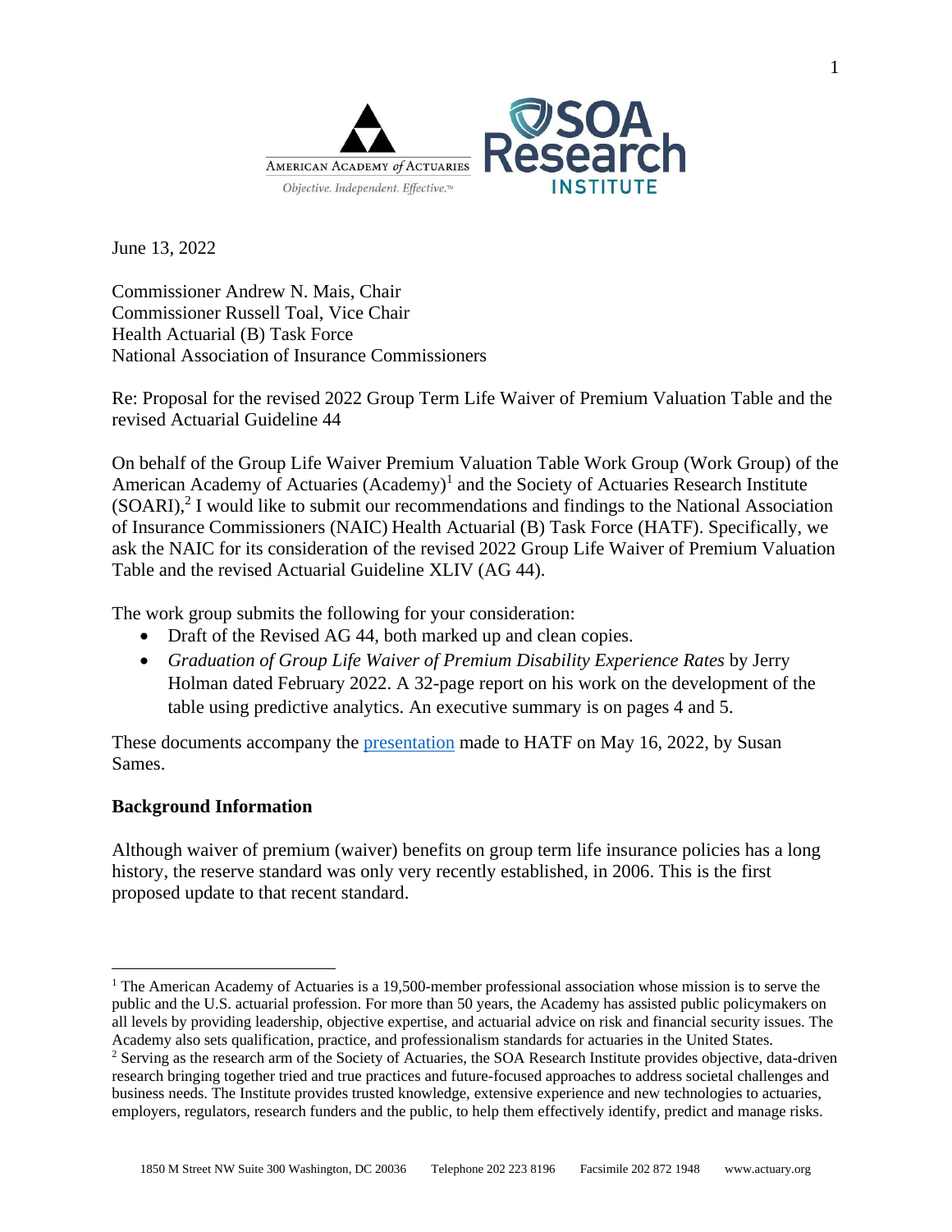June 13, 2022

Commissioner Andrew N. Mais, Chair
Commissioner Russell Toal, Vice Chair
Health Actuarial (B) Task Force
National Association of Insurance Commissioners

Re: Proposal for the revised 2022 Group Term Life Waiver of Premium Valuation Table and the revised Actuarial Guideline 44

On behalf of the Group Life Waiver Premium Valuation Table Work Group (Work Group) of the American Academy of Actuaries (Academy)[1] and the Society of Actuaries Research Institute (SOARI),[2] I would like to submit our recommendations and findings to the National Association of Insurance Commissioners (NAIC) Health Actuarial (B) Task Force (HATF). Specifically, we ask the NAIC for its consideration of the revised 2022 Group Life Waiver of Premium Valuation Table and the revised Actuarial Guideline XLIV (AG 44).

The work group submits the following for your consideration:

- Draft of the Revised AG 44, both marked up and clean copies.
- *Graduation of Group Life Waiver of Premium Disability Experience Rates* by Jerry Holman dated February 2022. A 32-page report on his work on the development of the table using predictive analytics. An executive summary is on pages 4 and 5.

These documents accompany the presentation made to HATF on May 16, 2022, by Susan Sames.

**Background Information**

Although waiver of premium (waiver) benefits on group term life insurance policies has a long history, the reserve standard was only very recently established, in 2006. This is the first proposed update to that recent standard.

---

[1] The American Academy of Actuaries is a 19,500-member professional association whose mission is to serve the public and the U.S. actuarial profession. For more than 50 years, the Academy has assisted public policymakers on all levels by providing leadership, objective expertise, and actuarial advice on risk and financial security issues. The Academy also sets qualification, practice, and professionalism standards for actuaries in the United States.

[2] Serving as the research arm of the Society of Actuaries, the SOA Research Institute provides objective, data-driven research bringing together tried and true practices and future-focused approaches to address societal challenges and business needs. The Institute provides trusted knowledge, extensive experience and new technologies to actuaries, employers, regulators, research funders and the public, to help them effectively identify, predict and manage risks.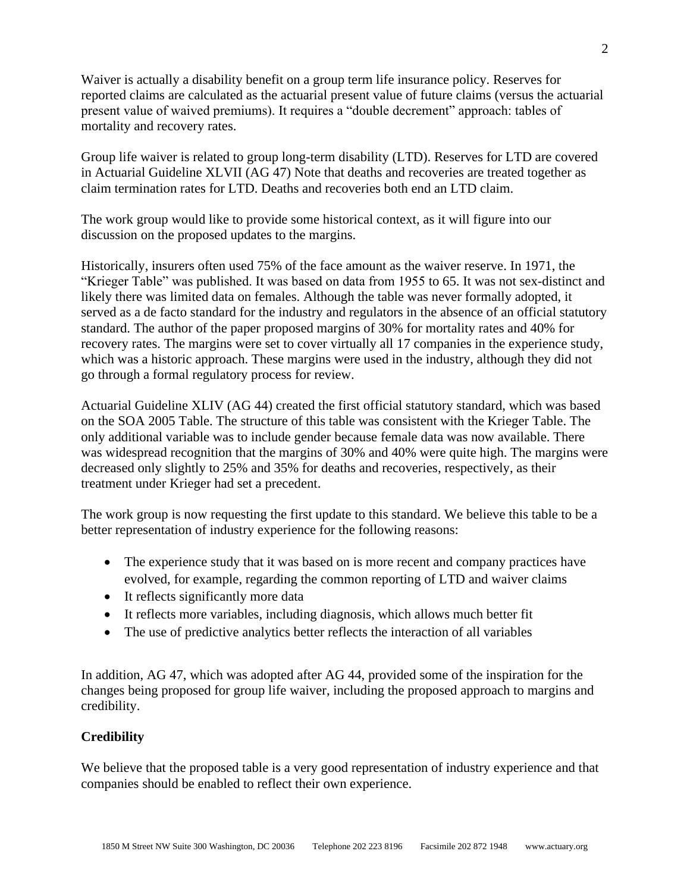Waiver is actually a disability benefit on a group term life insurance policy. Reserves for reported claims are calculated as the actuarial present value of future claims (versus the actuarial present value of waived premiums). It requires a "double decrement" approach: tables of mortality and recovery rates.

Group life waiver is related to group long-term disability (LTD). Reserves for LTD are covered in Actuarial Guideline XLVII (AG 47) Note that deaths and recoveries are treated together as claim termination rates for LTD. Deaths and recoveries both end an LTD claim.

The work group would like to provide some historical context, as it will figure into our discussion on the proposed updates to the margins.

Historically, insurers often used 75% of the face amount as the waiver reserve. In 1971, the "Krieger Table" was published. It was based on data from 1955 to 65. It was not sex-distinct and likely there was limited data on females. Although the table was never formally adopted, it served as a de facto standard for the industry and regulators in the absence of an official statutory standard. The author of the paper proposed margins of 30% for mortality rates and 40% for recovery rates. The margins were set to cover virtually all 17 companies in the experience study, which was a historic approach. These margins were used in the industry, although they did not go through a formal regulatory process for review.

Actuarial Guideline XLIV (AG 44) created the first official statutory standard, which was based on the SOA 2005 Table. The structure of this table was consistent with the Krieger Table. The only additional variable was to include gender because female data was now available. There was widespread recognition that the margins of 30% and 40% were quite high. The margins were decreased only slightly to 25% and 35% for deaths and recoveries, respectively, as their treatment under Krieger had set a precedent.

The work group is now requesting the first update to this standard. We believe this table to be a better representation of industry experience for the following reasons:

- The experience study that it was based on is more recent and company practices have evolved, for example, regarding the common reporting of LTD and waiver claims
- It reflects significantly more data
- It reflects more variables, including diagnosis, which allows much better fit
- The use of predictive analytics better reflects the interaction of all variables

In addition, AG 47, which was adopted after AG 44, provided some of the inspiration for the changes being proposed for group life waiver, including the proposed approach to margins and credibility.

**Credibility**

We believe that the proposed table is a very good representation of industry experience and that companies should be enabled to reflect their own experience.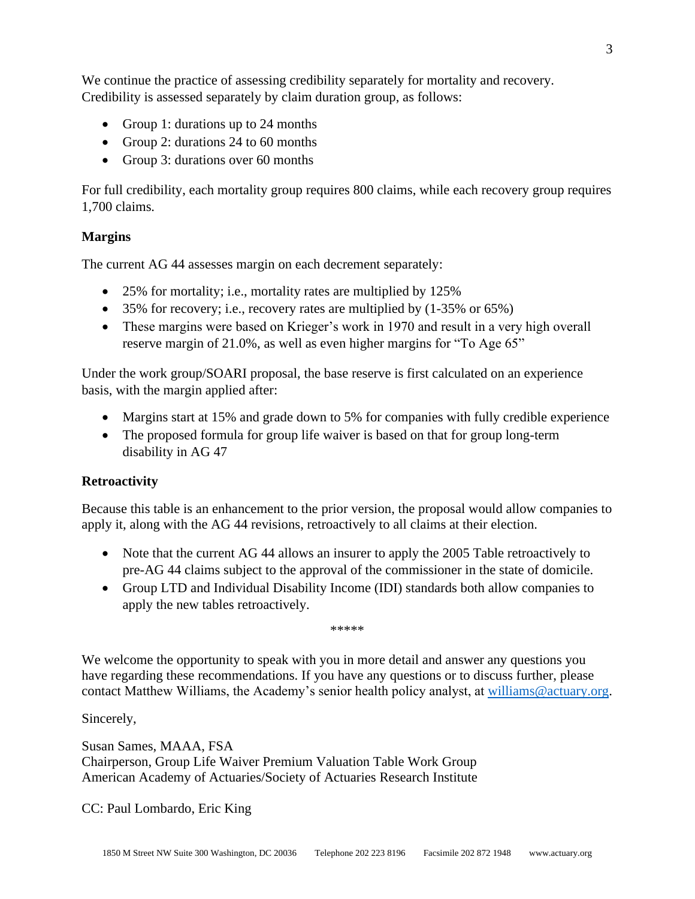We continue the practice of assessing credibility separately for mortality and recovery. Credibility is assessed separately by claim duration group, as follows:

- Group 1: durations up to 24 months
- Group 2: durations 24 to 60 months
- Group 3: durations over 60 months

For full credibility, each mortality group requires 800 claims, while each recovery group requires 1,700 claims.

**Margins**

The current AG 44 assesses margin on each decrement separately:

- 25% for mortality; i.e., mortality rates are multiplied by 125%
- 35% for recovery; i.e., recovery rates are multiplied by (1-35% or 65%)
- These margins were based on Krieger's work in 1970 and result in a very high overall reserve margin of 21.0%, as well as even higher margins for "To Age 65"

Under the work group/SOARI proposal, the base reserve is first calculated on an experience basis, with the margin applied after:

- Margins start at 15% and grade down to 5% for companies with fully credible experience
- The proposed formula for group life waiver is based on that for group long-term disability in AG 47

**Retroactivity**

Because this table is an enhancement to the prior version, the proposal would allow companies to apply it, along with the AG 44 revisions, retroactively to all claims at their election.

- Note that the current AG 44 allows an insurer to apply the 2005 Table retroactively to pre-AG 44 claims subject to the approval of the commissioner in the state of domicile.
- Group LTD and Individual Disability Income (IDI) standards both allow companies to apply the new tables retroactively.

*****

We welcome the opportunity to speak with you in more detail and answer any questions you have regarding these recommendations. If you have any questions or to discuss further, please contact Matthew Williams, the Academy's senior health policy analyst, at williams@actuary.org.

Sincerely,

Susan Sames, MAAA, FSA
Chairperson, Group Life Waiver Premium Valuation Table Work Group
American Academy of Actuaries/Society of Actuaries Research Institute

CC: Paul Lombardo, Eric King

1850 M Street NW Suite 300 Washington, DC 20036 Telephone 202 223 8196 Facsimile 202 872 1948 www.actuary.org